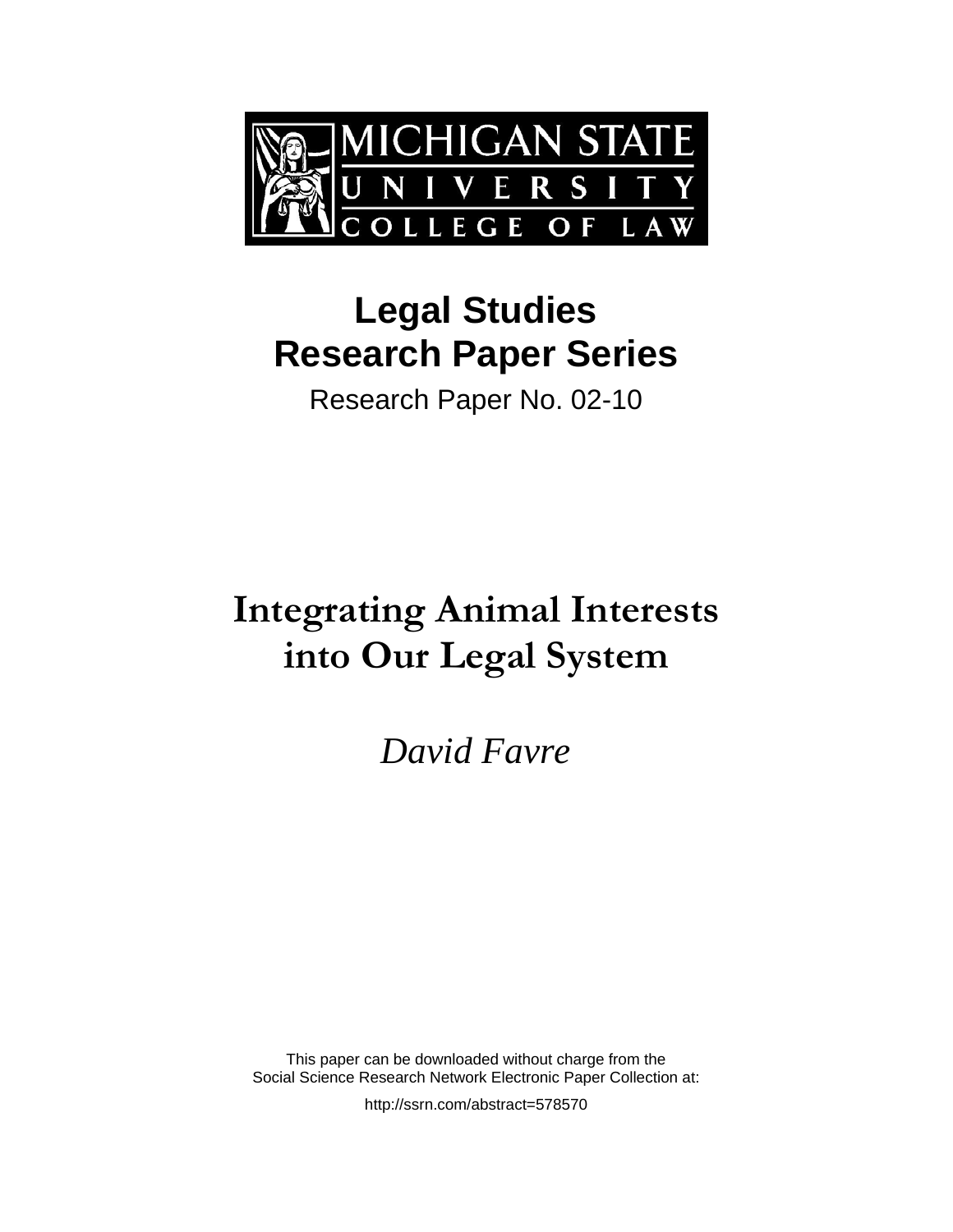MICHIGAN STATE UNIVERSITY COLLEGE OF LAW

# Legal Studies Research Paper Series

Research Paper No. 02-10

# Integrating Animal Interests into Our Legal System

*David Favre*

This paper can be downloaded without charge from the Social Science Research Network Electronic Paper Collection at:

http://ssrn.com/abstract=578570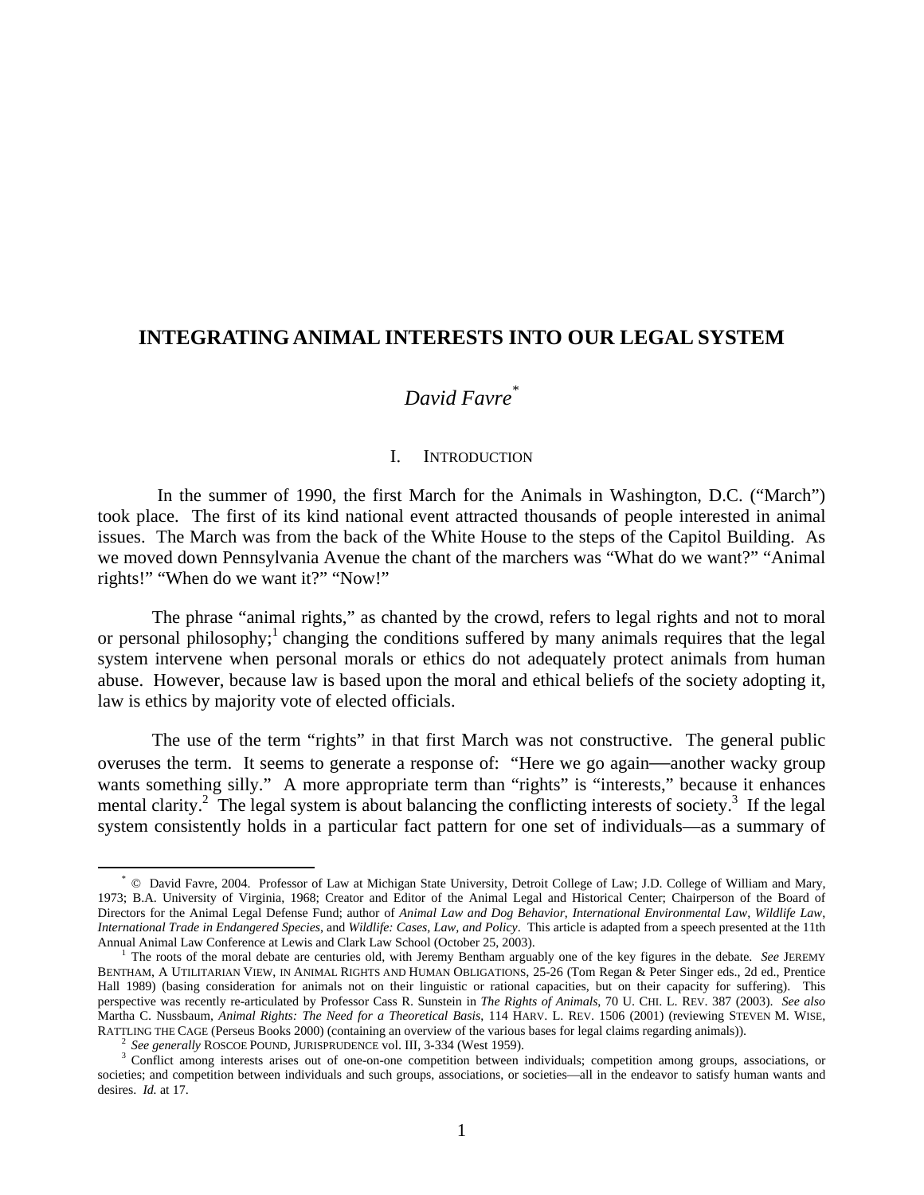# INTEGRATING ANIMAL INTERESTS INTO OUR LEGAL SYSTEM

*David Favre*[*]

## I. INTRODUCTION

In the summer of 1990, the first March for the Animals in Washington, D.C. ("March") took place. The first of its kind national event attracted thousands of people interested in animal issues. The March was from the back of the White House to the steps of the Capitol Building. As we moved down Pennsylvania Avenue the chant of the marchers was "What do we want?" "Animal rights!" "When do we want it?" "Now!"

The phrase "animal rights," as chanted by the crowd, refers to legal rights and not to moral or personal philosophy;[1] changing the conditions suffered by many animals requires that the legal system intervene when personal morals or ethics do not adequately protect animals from human abuse. However, because law is based upon the moral and ethical beliefs of the society adopting it, law is ethics by majority vote of elected officials.

The use of the term "rights" in that first March was not constructive. The general public overuses the term. It seems to generate a response of: "Here we go again—another wacky group wants something silly." A more appropriate term than "rights" is "interests," because it enhances mental clarity.[2] The legal system is about balancing the conflicting interests of society.[3] If the legal system consistently holds in a particular fact pattern for one set of individuals—as a summary of

---

[*] © David Favre, 2004. Professor of Law at Michigan State University, Detroit College of Law; J.D. College of William and Mary, 1973; B.A. University of Virginia, 1968; Creator and Editor of the Animal Legal and Historical Center; Chairperson of the Board of Directors for the Animal Legal Defense Fund; author of *Animal Law and Dog Behavior*, *International Environmental Law*, *Wildlife Law*, *International Trade in Endangered Species*, and *Wildlife: Cases, Law, and Policy*. This article is adapted from a speech presented at the 11th Annual Animal Law Conference at Lewis and Clark Law School (October 25, 2003).

[1] The roots of the moral debate are centuries old, with Jeremy Bentham arguably one of the key figures in the debate. *See* JEREMY BENTHAM, A UTILITARIAN VIEW, IN ANIMAL RIGHTS AND HUMAN OBLIGATIONS, 25-26 (Tom Regan & Peter Singer eds., 2d ed., Prentice Hall 1989) (basing consideration for animals not on their linguistic or rational capacities, but on their capacity for suffering). This perspective was recently re-articulated by Professor Cass R. Sunstein in *The Rights of Animals*, 70 U. CHI. L. REV. 387 (2003). *See also* Martha C. Nussbaum, *Animal Rights: The Need for a Theoretical Basis*, 114 HARV. L. REV. 1506 (2001) (reviewing STEVEN M. WISE, RATTLING THE CAGE (Perseus Books 2000) (containing an overview of the various bases for legal claims regarding animals)).

[2] *See generally* ROSCOE POUND, JURISPRUDENCE vol. III, 3-334 (West 1959).

[3] Conflict among interests arises out of one-on-one competition between individuals; competition among groups, associations, or societies; and competition between individuals and such groups, associations, or societies—all in the endeavor to satisfy human wants and desires. *Id.* at 17.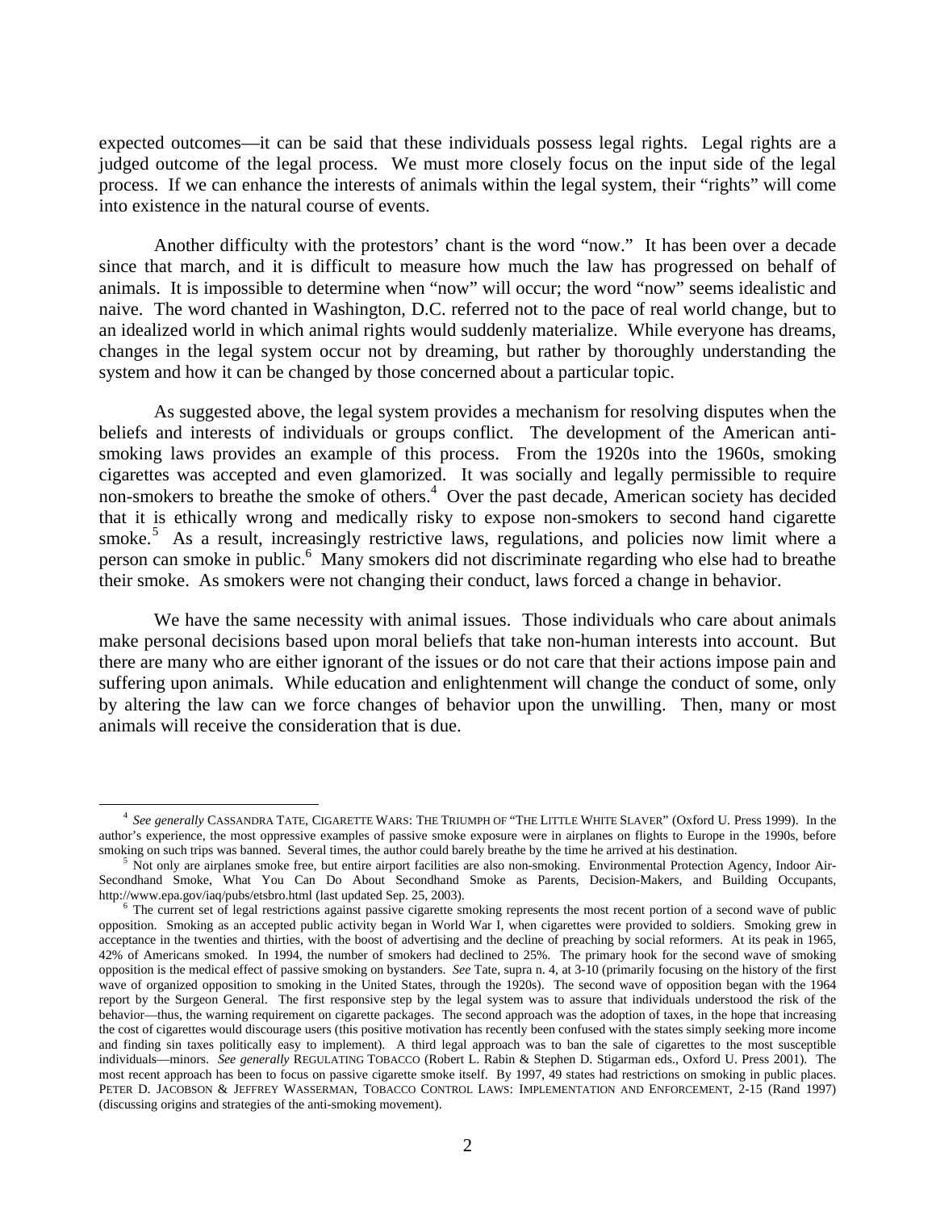expected outcomes—it can be said that these individuals possess legal rights. Legal rights are a judged outcome of the legal process. We must more closely focus on the input side of the legal process. If we can enhance the interests of animals within the legal system, their "rights" will come into existence in the natural course of events.

Another difficulty with the protestors' chant is the word "now." It has been over a decade since that march, and it is difficult to measure how much the law has progressed on behalf of animals. It is impossible to determine when "now" will occur; the word "now" seems idealistic and naive. The word chanted in Washington, D.C. referred not to the pace of real world change, but to an idealized world in which animal rights would suddenly materialize. While everyone has dreams, changes in the legal system occur not by dreaming, but rather by thoroughly understanding the system and how it can be changed by those concerned about a particular topic.

As suggested above, the legal system provides a mechanism for resolving disputes when the beliefs and interests of individuals or groups conflict. The development of the American anti-smoking laws provides an example of this process. From the 1920s into the 1960s, smoking cigarettes was accepted and even glamorized. It was socially and legally permissible to require non-smokers to breathe the smoke of others.[4] Over the past decade, American society has decided that it is ethically wrong and medically risky to expose non-smokers to second hand cigarette smoke.[5] As a result, increasingly restrictive laws, regulations, and policies now limit where a person can smoke in public.[6] Many smokers did not discriminate regarding who else had to breathe their smoke. As smokers were not changing their conduct, laws forced a change in behavior.

We have the same necessity with animal issues. Those individuals who care about animals make personal decisions based upon moral beliefs that take non-human interests into account. But there are many who are either ignorant of the issues or do not care that their actions impose pain and suffering upon animals. While education and enlightenment will change the conduct of some, only by altering the law can we force changes of behavior upon the unwilling. Then, many or most animals will receive the consideration that is due.

---

[4] *See generally* CASSANDRA TATE, CIGARETTE WARS: THE TRIUMPH OF "THE LITTLE WHITE SLAVER" (Oxford U. Press 1999). In the author's experience, the most oppressive examples of passive smoke exposure were in airplanes on flights to Europe in the 1990s, before smoking on such trips was banned. Several times, the author could barely breathe by the time he arrived at his destination.

[5] Not only are airplanes smoke free, but entire airport facilities are also non-smoking. Environmental Protection Agency, Indoor Air-Secondhand Smoke, What You Can Do About Secondhand Smoke as Parents, Decision-Makers, and Building Occupants, http://www.epa.gov/iaq/pubs/etsbro.html (last updated Sep. 25, 2003).

[6] The current set of legal restrictions against passive cigarette smoking represents the most recent portion of a second wave of public opposition. Smoking as an accepted public activity began in World War I, when cigarettes were provided to soldiers. Smoking grew in acceptance in the twenties and thirties, with the boost of advertising and the decline of preaching by social reformers. At its peak in 1965, 42% of Americans smoked. In 1994, the number of smokers had declined to 25%. The primary hook for the second wave of smoking opposition is the medical effect of passive smoking on bystanders. *See* Tate, supra n. 4, at 3-10 (primarily focusing on the history of the first wave of organized opposition to smoking in the United States, through the 1920s). The second wave of opposition began with the 1964 report by the Surgeon General. The first responsive step by the legal system was to assure that individuals understood the risk of the behavior—thus, the warning requirement on cigarette packages. The second approach was the adoption of taxes, in the hope that increasing the cost of cigarettes would discourage users (this positive motivation has recently been confused with the states simply seeking more income and finding sin taxes politically easy to implement). A third legal approach was to ban the sale of cigarettes to the most susceptible individuals—minors. *See generally* REGULATING TOBACCO (Robert L. Rabin & Stephen D. Stigarman eds., Oxford U. Press 2001). The most recent approach has been to focus on passive cigarette smoke itself. By 1997, 49 states had restrictions on smoking in public places. PETER D. JACOBSON & JEFFREY WASSERMAN, TOBACCO CONTROL LAWS: IMPLEMENTATION AND ENFORCEMENT, 2-15 (Rand 1997) (discussing origins and strategies of the anti-smoking movement).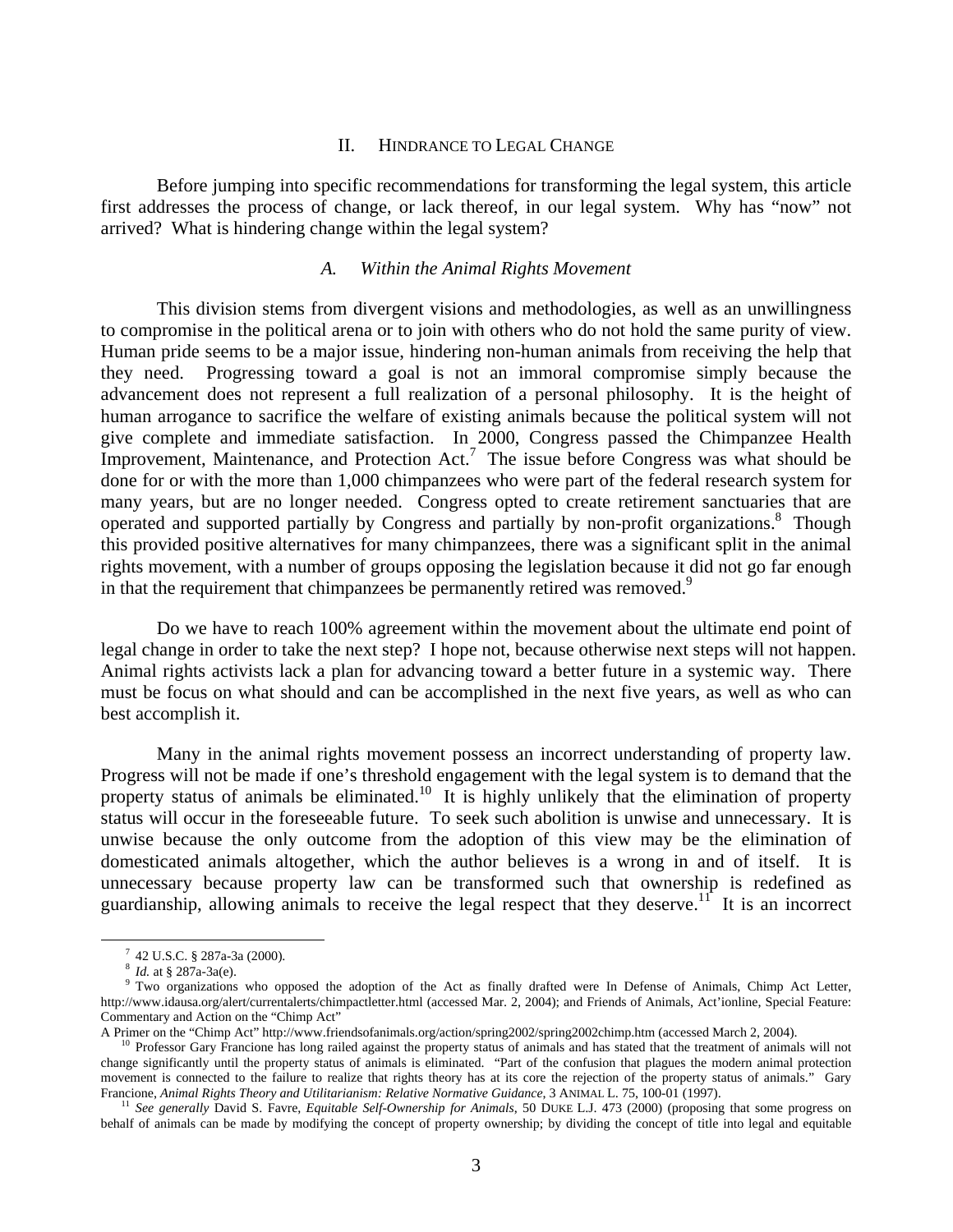## II. HINDRANCE TO LEGAL CHANGE

Before jumping into specific recommendations for transforming the legal system, this article first addresses the process of change, or lack thereof, in our legal system. Why has "now" not arrived? What is hindering change within the legal system?

### *A. Within the Animal Rights Movement*

This division stems from divergent visions and methodologies, as well as an unwillingness to compromise in the political arena or to join with others who do not hold the same purity of view. Human pride seems to be a major issue, hindering non-human animals from receiving the help that they need. Progressing toward a goal is not an immoral compromise simply because the advancement does not represent a full realization of a personal philosophy. It is the height of human arrogance to sacrifice the welfare of existing animals because the political system will not give complete and immediate satisfaction. In 2000, Congress passed the Chimpanzee Health Improvement, Maintenance, and Protection Act.[7] The issue before Congress was what should be done for or with the more than 1,000 chimpanzees who were part of the federal research system for many years, but are no longer needed. Congress opted to create retirement sanctuaries that are operated and supported partially by Congress and partially by non-profit organizations.[8] Though this provided positive alternatives for many chimpanzees, there was a significant split in the animal rights movement, with a number of groups opposing the legislation because it did not go far enough in that the requirement that chimpanzees be permanently retired was removed.[9]

Do we have to reach 100% agreement within the movement about the ultimate end point of legal change in order to take the next step? I hope not, because otherwise next steps will not happen. Animal rights activists lack a plan for advancing toward a better future in a systemic way. There must be focus on what should and can be accomplished in the next five years, as well as who can best accomplish it.

Many in the animal rights movement possess an incorrect understanding of property law. Progress will not be made if one's threshold engagement with the legal system is to demand that the property status of animals be eliminated.[10] It is highly unlikely that the elimination of property status will occur in the foreseeable future. To seek such abolition is unwise and unnecessary. It is unwise because the only outcome from the adoption of this view may be the elimination of domesticated animals altogether, which the author believes is a wrong in and of itself. It is unnecessary because property law can be transformed such that ownership is redefined as guardianship, allowing animals to receive the legal respect that they deserve.[11] It is an incorrect

---

[7] 42 U.S.C. § 287a-3a (2000).

[8] *Id.* at § 287a-3a(e).

[9] Two organizations who opposed the adoption of the Act as finally drafted were In Defense of Animals, Chimp Act Letter, http://www.idausa.org/alert/currentalerts/chimpactletter.html (accessed Mar. 2, 2004); and Friends of Animals, Act'ionline, Special Feature: Commentary and Action on the "Chimp Act"
A Primer on the "Chimp Act" http://www.friendsofanimals.org/action/spring2002/spring2002chimp.htm (accessed March 2, 2004).

[10] Professor Gary Francione has long railed against the property status of animals and has stated that the treatment of animals will not change significantly until the property status of animals is eliminated. "Part of the confusion that plagues the modern animal protection movement is connected to the failure to realize that rights theory has at its core the rejection of the property status of animals." Gary Francione, *Animal Rights Theory and Utilitarianism: Relative Normative Guidance*, 3 ANIMAL L. 75, 100-01 (1997).

[11] *See generally* David S. Favre, *Equitable Self-Ownership for Animals*, 50 DUKE L.J. 473 (2000) (proposing that some progress on behalf of animals can be made by modifying the concept of property ownership; by dividing the concept of title into legal and equitable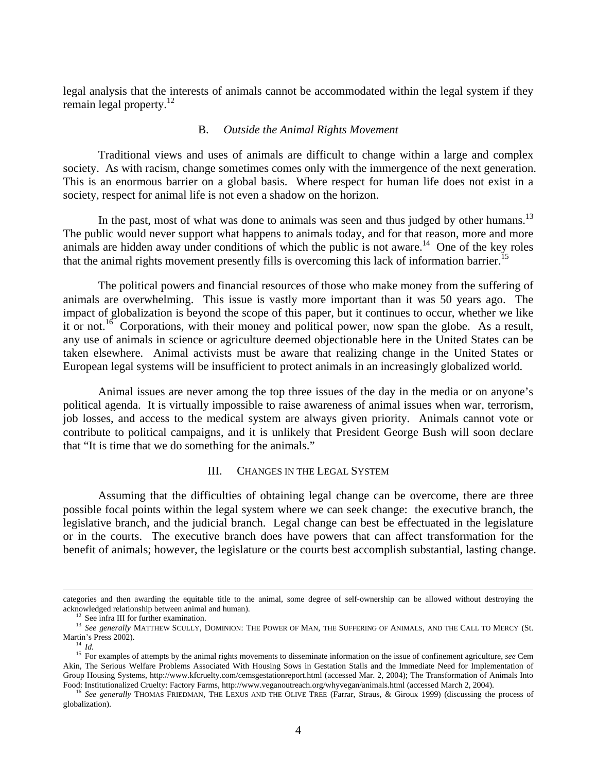legal analysis that the interests of animals cannot be accommodated within the legal system if they remain legal property.[12]

### B. *Outside the Animal Rights Movement*

Traditional views and uses of animals are difficult to change within a large and complex society. As with racism, change sometimes comes only with the immergence of the next generation. This is an enormous barrier on a global basis. Where respect for human life does not exist in a society, respect for animal life is not even a shadow on the horizon.

In the past, most of what was done to animals was seen and thus judged by other humans.[13] The public would never support what happens to animals today, and for that reason, more and more animals are hidden away under conditions of which the public is not aware.[14] One of the key roles that the animal rights movement presently fills is overcoming this lack of information barrier.[15]

The political powers and financial resources of those who make money from the suffering of animals are overwhelming. This issue is vastly more important than it was 50 years ago. The impact of globalization is beyond the scope of this paper, but it continues to occur, whether we like it or not.[16] Corporations, with their money and political power, now span the globe. As a result, any use of animals in science or agriculture deemed objectionable here in the United States can be taken elsewhere. Animal activists must be aware that realizing change in the United States or European legal systems will be insufficient to protect animals in an increasingly globalized world.

Animal issues are never among the top three issues of the day in the media or on anyone's political agenda. It is virtually impossible to raise awareness of animal issues when war, terrorism, job losses, and access to the medical system are always given priority. Animals cannot vote or contribute to political campaigns, and it is unlikely that President George Bush will soon declare that "It is time that we do something for the animals."

## III. CHANGES IN THE LEGAL SYSTEM

Assuming that the difficulties of obtaining legal change can be overcome, there are three possible focal points within the legal system where we can seek change: the executive branch, the legislative branch, and the judicial branch. Legal change can best be effectuated in the legislature or in the courts. The executive branch does have powers that can affect transformation for the benefit of animals; however, the legislature or the courts best accomplish substantial, lasting change.

---

categories and then awarding the equitable title to the animal, some degree of self-ownership can be allowed without destroying the acknowledged relationship between animal and human).

[12] See infra III for further examination.

[13] *See generally* MATTHEW SCULLY, DOMINION: THE POWER OF MAN, THE SUFFERING OF ANIMALS, AND THE CALL TO MERCY (St. Martin's Press 2002).

[14] *Id.*

[15] For examples of attempts by the animal rights movements to disseminate information on the issue of confinement agriculture, *see* Cem Akin, The Serious Welfare Problems Associated With Housing Sows in Gestation Stalls and the Immediate Need for Implementation of Group Housing Systems, http://www.kfcruelty.com/cemsgestationreport.html (accessed Mar. 2, 2004); The Transformation of Animals Into Food: Institutionalized Cruelty: Factory Farms, http://www.veganoutreach.org/whyvegan/animals.html (accessed March 2, 2004).

[16] *See generally* THOMAS FRIEDMAN, THE LEXUS AND THE OLIVE TREE (Farrar, Straus, & Giroux 1999) (discussing the process of globalization).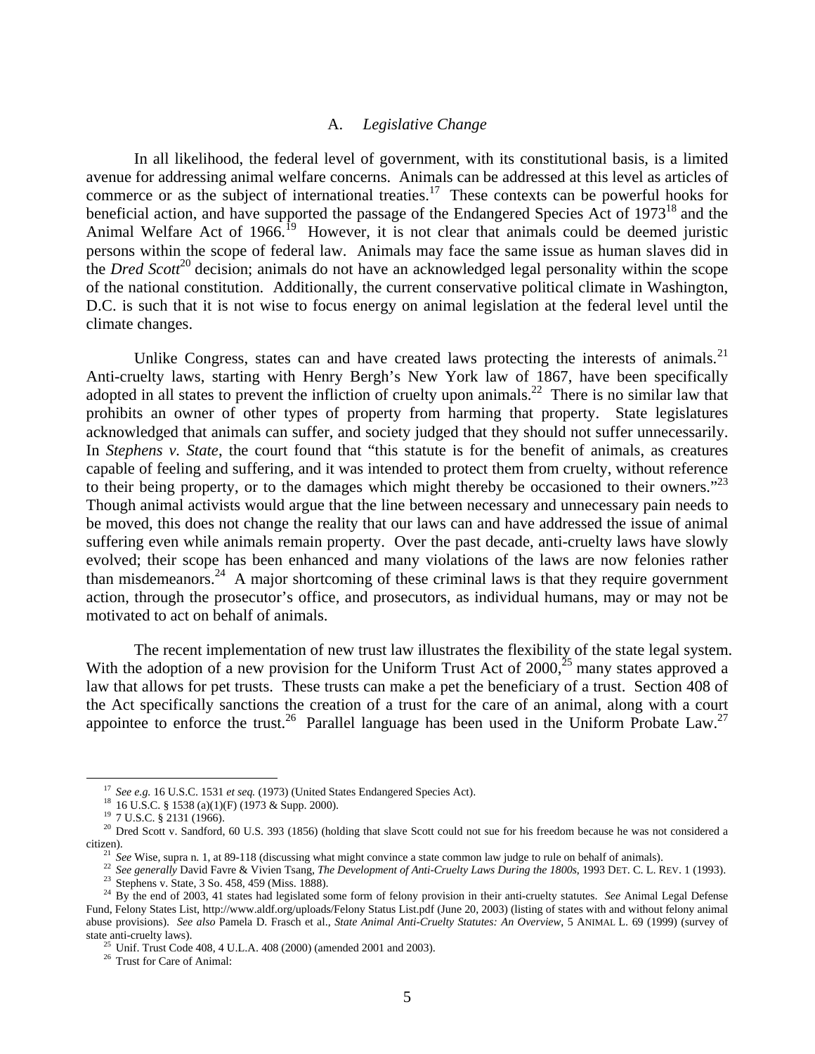### A. *Legislative Change*

In all likelihood, the federal level of government, with its constitutional basis, is a limited avenue for addressing animal welfare concerns. Animals can be addressed at this level as articles of commerce or as the subject of international treaties.[17] These contexts can be powerful hooks for beneficial action, and have supported the passage of the Endangered Species Act of 1973[18] and the Animal Welfare Act of 1966.[19] However, it is not clear that animals could be deemed juristic persons within the scope of federal law. Animals may face the same issue as human slaves did in the *Dred Scott*[20] decision; animals do not have an acknowledged legal personality within the scope of the national constitution. Additionally, the current conservative political climate in Washington, D.C. is such that it is not wise to focus energy on animal legislation at the federal level until the climate changes.

Unlike Congress, states can and have created laws protecting the interests of animals.[21] Anti-cruelty laws, starting with Henry Bergh's New York law of 1867, have been specifically adopted in all states to prevent the infliction of cruelty upon animals.[22] There is no similar law that prohibits an owner of other types of property from harming that property. State legislatures acknowledged that animals can suffer, and society judged that they should not suffer unnecessarily. In *Stephens v. State*, the court found that "this statute is for the benefit of animals, as creatures capable of feeling and suffering, and it was intended to protect them from cruelty, without reference to their being property, or to the damages which might thereby be occasioned to their owners."[23] Though animal activists would argue that the line between necessary and unnecessary pain needs to be moved, this does not change the reality that our laws can and have addressed the issue of animal suffering even while animals remain property. Over the past decade, anti-cruelty laws have slowly evolved; their scope has been enhanced and many violations of the laws are now felonies rather than misdemeanors.[24] A major shortcoming of these criminal laws is that they require government action, through the prosecutor's office, and prosecutors, as individual humans, may or may not be motivated to act on behalf of animals.

The recent implementation of new trust law illustrates the flexibility of the state legal system. With the adoption of a new provision for the Uniform Trust Act of 2000,[25] many states approved a law that allows for pet trusts. These trusts can make a pet the beneficiary of a trust. Section 408 of the Act specifically sanctions the creation of a trust for the care of an animal, along with a court appointee to enforce the trust.[26] Parallel language has been used in the Uniform Probate Law.[27]

---

[17] *See e.g.* 16 U.S.C. 1531 *et seq.* (1973) (United States Endangered Species Act).

[18] 16 U.S.C. § 1538 (a)(1)(F) (1973 & Supp. 2000).

[19] 7 U.S.C. § 2131 (1966).

[20] Dred Scott v. Sandford, 60 U.S. 393 (1856) (holding that slave Scott could not sue for his freedom because he was not considered a citizen).

[21] *See* Wise, supra n. 1, at 89-118 (discussing what might convince a state common law judge to rule on behalf of animals).

[22] *See generally* David Favre & Vivien Tsang, *The Development of Anti-Cruelty Laws During the 1800s*, 1993 DET. C. L. REV. 1 (1993).

[23] Stephens v. State, 3 So. 458, 459 (Miss. 1888).

[24] By the end of 2003, 41 states had legislated some form of felony provision in their anti-cruelty statutes. *See* Animal Legal Defense Fund, Felony States List, http://www.aldf.org/uploads/Felony Status List.pdf (June 20, 2003) (listing of states with and without felony animal abuse provisions). *See also* Pamela D. Frasch et al., *State Animal Anti-Cruelty Statutes: An Overview*, 5 ANIMAL L. 69 (1999) (survey of state anti-cruelty laws).

[25] Unif. Trust Code 408, 4 U.L.A. 408 (2000) (amended 2001 and 2003).

[26] Trust for Care of Animal: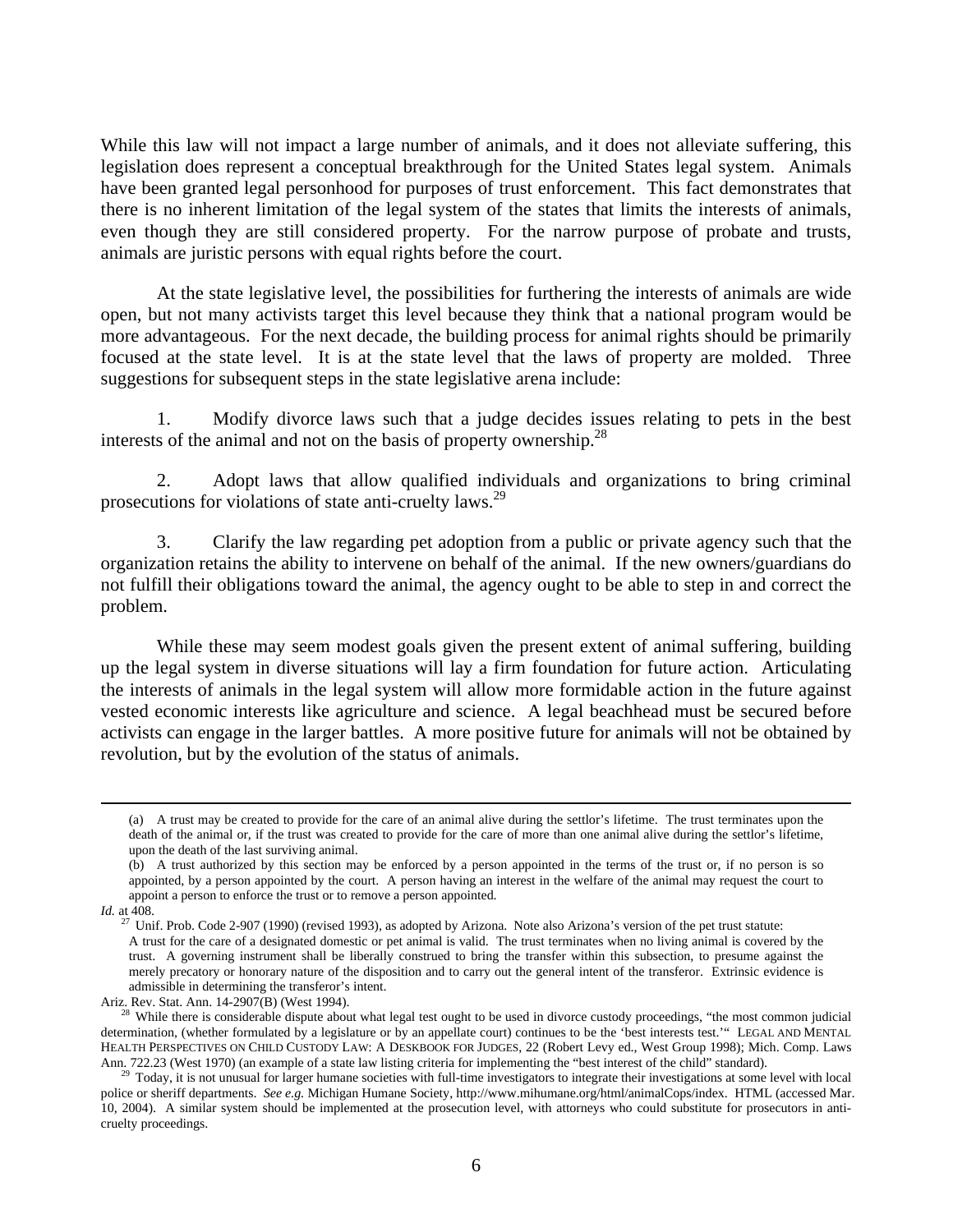While this law will not impact a large number of animals, and it does not alleviate suffering, this legislation does represent a conceptual breakthrough for the United States legal system. Animals have been granted legal personhood for purposes of trust enforcement. This fact demonstrates that there is no inherent limitation of the legal system of the states that limits the interests of animals, even though they are still considered property. For the narrow purpose of probate and trusts, animals are juristic persons with equal rights before the court.

At the state legislative level, the possibilities for furthering the interests of animals are wide open, but not many activists target this level because they think that a national program would be more advantageous. For the next decade, the building process for animal rights should be primarily focused at the state level. It is at the state level that the laws of property are molded. Three suggestions for subsequent steps in the state legislative arena include:

1. Modify divorce laws such that a judge decides issues relating to pets in the best interests of the animal and not on the basis of property ownership.[28]

2. Adopt laws that allow qualified individuals and organizations to bring criminal prosecutions for violations of state anti-cruelty laws.[29]

3. Clarify the law regarding pet adoption from a public or private agency such that the organization retains the ability to intervene on behalf of the animal. If the new owners/guardians do not fulfill their obligations toward the animal, the agency ought to be able to step in and correct the problem.

While these may seem modest goals given the present extent of animal suffering, building up the legal system in diverse situations will lay a firm foundation for future action. Articulating the interests of animals in the legal system will allow more formidable action in the future against vested economic interests like agriculture and science. A legal beachhead must be secured before activists can engage in the larger battles. A more positive future for animals will not be obtained by revolution, but by the evolution of the status of animals.

---

> (a) A trust may be created to provide for the care of an animal alive during the settlor's lifetime. The trust terminates upon the death of the animal or, if the trust was created to provide for the care of more than one animal alive during the settlor's lifetime, upon the death of the last surviving animal.
>
> (b) A trust authorized by this section may be enforced by a person appointed in the terms of the trust or, if no person is so appointed, by a person appointed by the court. A person having an interest in the welfare of the animal may request the court to appoint a person to enforce the trust or to remove a person appointed.

*Id.* at 408.

[27] Unif. Prob. Code 2-907 (1990) (revised 1993), as adopted by Arizona. Note also Arizona's version of the pet trust statute:

> A trust for the care of a designated domestic or pet animal is valid. The trust terminates when no living animal is covered by the trust. A governing instrument shall be liberally construed to bring the transfer within this subsection, to presume against the merely precatory or honorary nature of the disposition and to carry out the general intent of the transferor. Extrinsic evidence is admissible in determining the transferor's intent.

Ariz. Rev. Stat. Ann. 14-2907(B) (West 1994).

[28] While there is considerable dispute about what legal test ought to be used in divorce custody proceedings, "the most common judicial determination, (whether formulated by a legislature or by an appellate court) continues to be the 'best interests test.'" LEGAL AND MENTAL HEALTH PERSPECTIVES ON CHILD CUSTODY LAW: A DESKBOOK FOR JUDGES, 22 (Robert Levy ed., West Group 1998); Mich. Comp. Laws Ann. 722.23 (West 1970) (an example of a state law listing criteria for implementing the "best interest of the child" standard).

[29] Today, it is not unusual for larger humane societies with full-time investigators to integrate their investigations at some level with local police or sheriff departments. *See e.g.* Michigan Humane Society, http://www.mihumane.org/html/animalCops/index. HTML (accessed Mar. 10, 2004). A similar system should be implemented at the prosecution level, with attorneys who could substitute for prosecutors in anti-cruelty proceedings.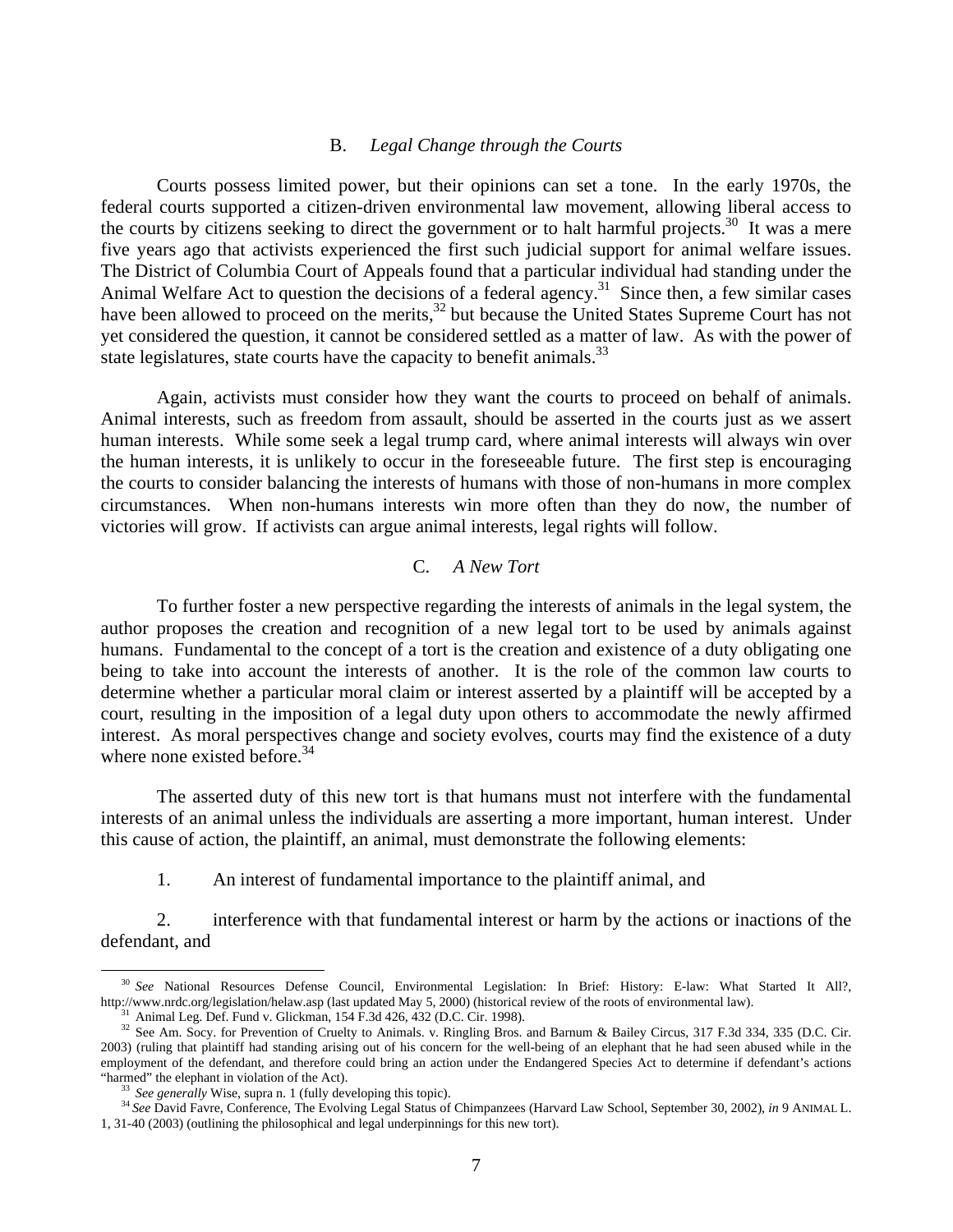### B. *Legal Change through the Courts*

Courts possess limited power, but their opinions can set a tone. In the early 1970s, the federal courts supported a citizen-driven environmental law movement, allowing liberal access to the courts by citizens seeking to direct the government or to halt harmful projects.[30] It was a mere five years ago that activists experienced the first such judicial support for animal welfare issues. The District of Columbia Court of Appeals found that a particular individual had standing under the Animal Welfare Act to question the decisions of a federal agency.[31] Since then, a few similar cases have been allowed to proceed on the merits,[32] but because the United States Supreme Court has not yet considered the question, it cannot be considered settled as a matter of law. As with the power of state legislatures, state courts have the capacity to benefit animals.[33]

Again, activists must consider how they want the courts to proceed on behalf of animals. Animal interests, such as freedom from assault, should be asserted in the courts just as we assert human interests. While some seek a legal trump card, where animal interests will always win over the human interests, it is unlikely to occur in the foreseeable future. The first step is encouraging the courts to consider balancing the interests of humans with those of non-humans in more complex circumstances. When non-humans interests win more often than they do now, the number of victories will grow. If activists can argue animal interests, legal rights will follow.

### C. *A New Tort*

To further foster a new perspective regarding the interests of animals in the legal system, the author proposes the creation and recognition of a new legal tort to be used by animals against humans. Fundamental to the concept of a tort is the creation and existence of a duty obligating one being to take into account the interests of another. It is the role of the common law courts to determine whether a particular moral claim or interest asserted by a plaintiff will be accepted by a court, resulting in the imposition of a legal duty upon others to accommodate the newly affirmed interest. As moral perspectives change and society evolves, courts may find the existence of a duty where none existed before.[34]

The asserted duty of this new tort is that humans must not interfere with the fundamental interests of an animal unless the individuals are asserting a more important, human interest. Under this cause of action, the plaintiff, an animal, must demonstrate the following elements:

1. An interest of fundamental importance to the plaintiff animal, and

2. interference with that fundamental interest or harm by the actions or inactions of the defendant, and

---

[30] *See* National Resources Defense Council, Environmental Legislation: In Brief: History: E-law: What Started It All?, http://www.nrdc.org/legislation/helaw.asp (last updated May 5, 2000) (historical review of the roots of environmental law).

[31] Animal Leg. Def. Fund v. Glickman, 154 F.3d 426, 432 (D.C. Cir. 1998).

[32] See Am. Socy. for Prevention of Cruelty to Animals. v. Ringling Bros. and Barnum & Bailey Circus, 317 F.3d 334, 335 (D.C. Cir. 2003) (ruling that plaintiff had standing arising out of his concern for the well-being of an elephant that he had seen abused while in the employment of the defendant, and therefore could bring an action under the Endangered Species Act to determine if defendant's actions "harmed" the elephant in violation of the Act).

[33] *See generally* Wise, supra n. 1 (fully developing this topic).

[34] *See* David Favre, Conference, The Evolving Legal Status of Chimpanzees (Harvard Law School, September 30, 2002), *in* 9 ANIMAL L. 1, 31-40 (2003) (outlining the philosophical and legal underpinnings for this new tort).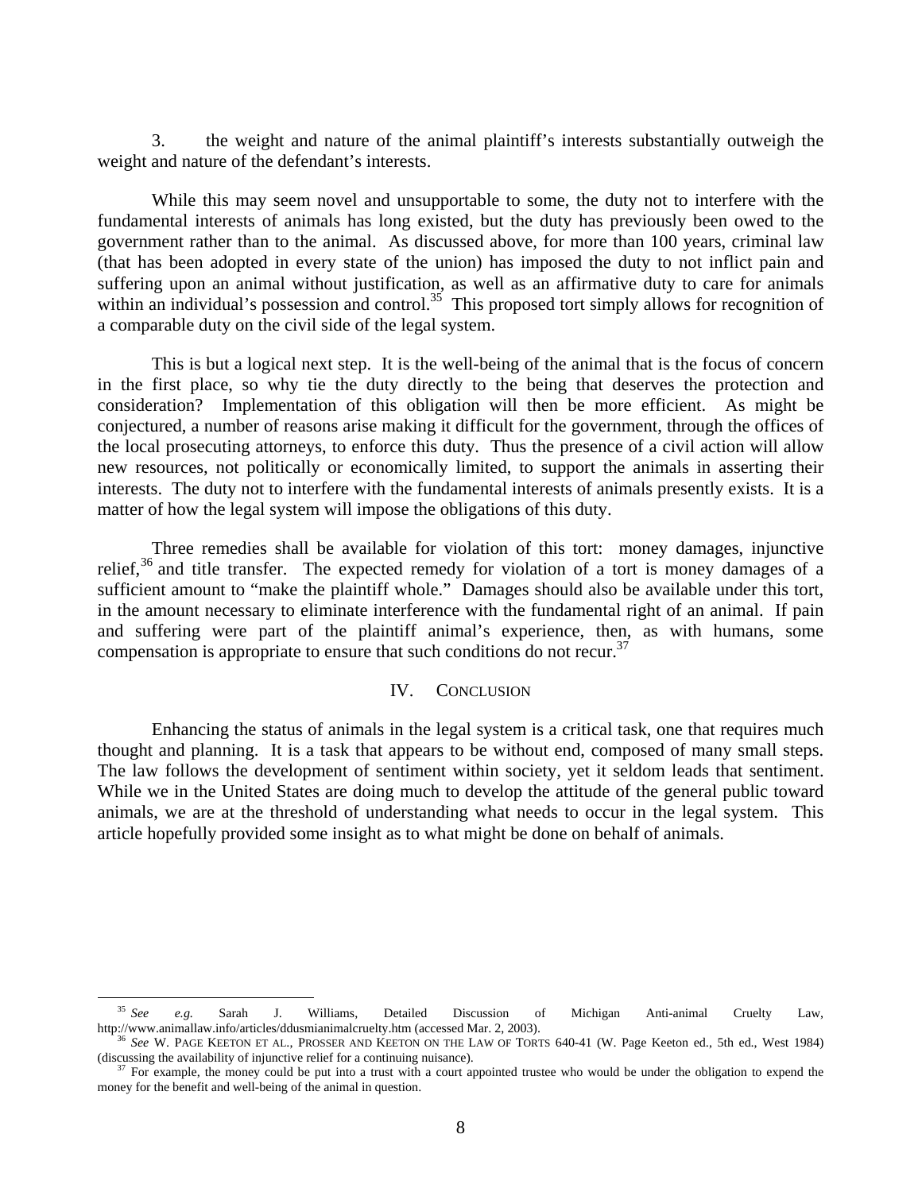3. the weight and nature of the animal plaintiff's interests substantially outweigh the weight and nature of the defendant's interests.

While this may seem novel and unsupportable to some, the duty not to interfere with the fundamental interests of animals has long existed, but the duty has previously been owed to the government rather than to the animal. As discussed above, for more than 100 years, criminal law (that has been adopted in every state of the union) has imposed the duty to not inflict pain and suffering upon an animal without justification, as well as an affirmative duty to care for animals within an individual's possession and control.[35] This proposed tort simply allows for recognition of a comparable duty on the civil side of the legal system.

This is but a logical next step. It is the well-being of the animal that is the focus of concern in the first place, so why tie the duty directly to the being that deserves the protection and consideration? Implementation of this obligation will then be more efficient. As might be conjectured, a number of reasons arise making it difficult for the government, through the offices of the local prosecuting attorneys, to enforce this duty. Thus the presence of a civil action will allow new resources, not politically or economically limited, to support the animals in asserting their interests. The duty not to interfere with the fundamental interests of animals presently exists. It is a matter of how the legal system will impose the obligations of this duty.

Three remedies shall be available for violation of this tort: money damages, injunctive relief,[36] and title transfer. The expected remedy for violation of a tort is money damages of a sufficient amount to "make the plaintiff whole." Damages should also be available under this tort, in the amount necessary to eliminate interference with the fundamental right of an animal. If pain and suffering were part of the plaintiff animal's experience, then, as with humans, some compensation is appropriate to ensure that such conditions do not recur.[37]

## IV. Conclusion

Enhancing the status of animals in the legal system is a critical task, one that requires much thought and planning. It is a task that appears to be without end, composed of many small steps. The law follows the development of sentiment within society, yet it seldom leads that sentiment. While we in the United States are doing much to develop the attitude of the general public toward animals, we are at the threshold of understanding what needs to occur in the legal system. This article hopefully provided some insight as to what might be done on behalf of animals.

---

[35] *See e.g.* Sarah J. Williams, Detailed Discussion of Michigan Anti-animal Cruelty Law, http://www.animallaw.info/articles/ddusmianimalcruelty.htm (accessed Mar. 2, 2003).

[36] *See* W. Page Keeton et al., Prosser and Keeton on the Law of Torts 640-41 (W. Page Keeton ed., 5th ed., West 1984) (discussing the availability of injunctive relief for a continuing nuisance).

[37] For example, the money could be put into a trust with a court appointed trustee who would be under the obligation to expend the money for the benefit and well-being of the animal in question.